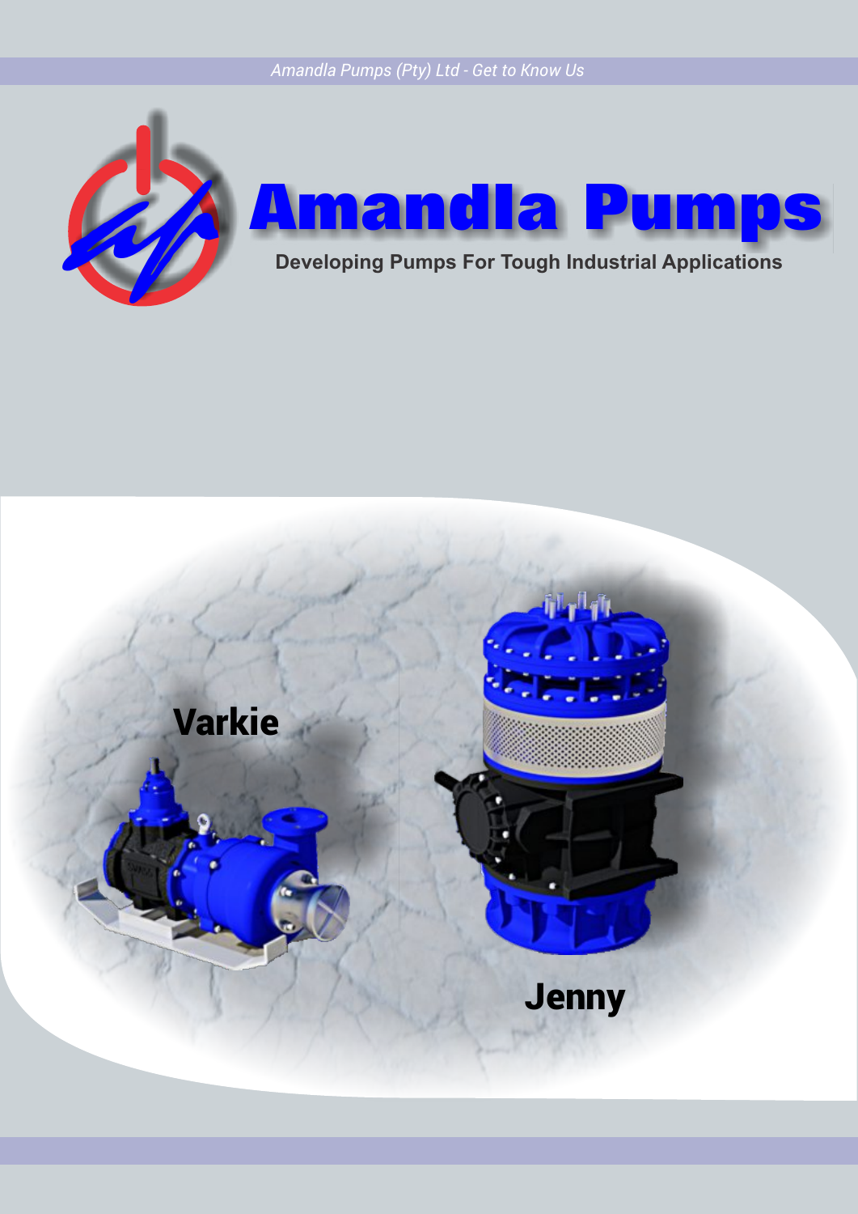# Amandla Pumps

**Developing Pumps For Tough Industrial Applications**

**Varkie**

**Jenny**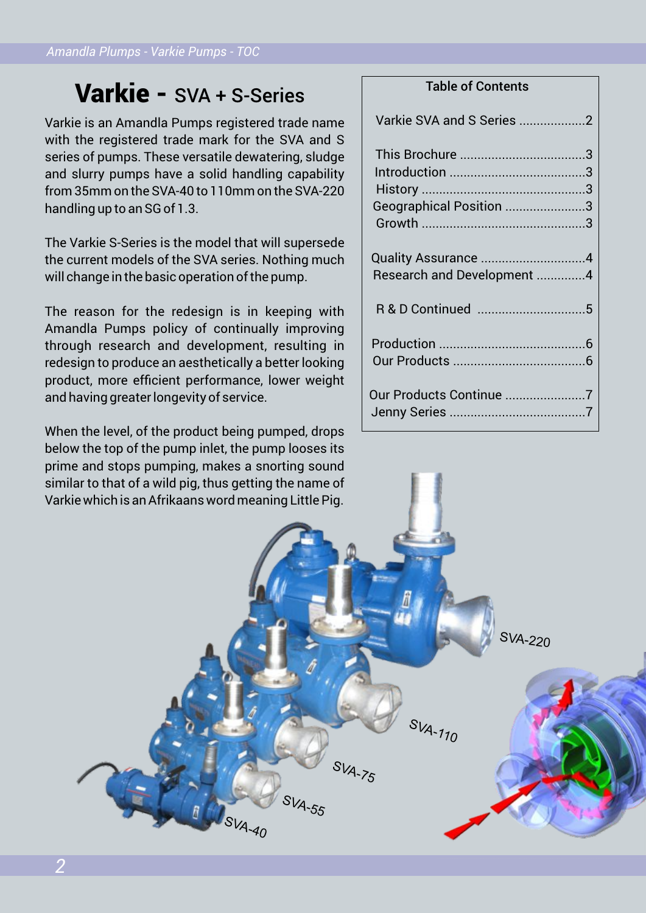# Varkie - SVA + S-Series

Varkie is an Amandla Pumps registered trade name with the registered trade mark for the SVA and S series of pumps. These versatile dewatering, sludge and slurry pumps have a solid handling capability from 35mm on the SVA-40 to 110mm on the SVA-220 handling up to an SG of 1.3.

The Varkie S-Series is the model that will supersede the current models of the SVA series. Nothing much will change in the basic operation of the pump.

The reason for the redesign is in keeping with Amandla Pumps policy of continually improving through research and development, resulting in redesign to produce an aesthetically a better looking product, more efficient performance, lower weight and having greater longevity of service.

When the level, of the product being pumped, drops below the top of the pump inlet, the pump looses its prime and stops pumping, makes a snorting sound similar to that of a wild pig, thus getting the name of Varkie which is an Afrikaans word meaning Little Pig.

## Table of Contents

| Section | Page |
|---|---|
| Varkie SVA and S Series | 2 |
| This Brochure | 3 |
| Introduction | 3 |
| History | 3 |
| Geographical Position | 3 |
| Growth | 3 |
| Quality Assurance | 4 |
| Research and Development | 4 |
| R & D Continued | 5 |
| Production | 6 |
| Our Products | 6 |
| Our Products Continue | 7 |
| Jenny Series | 7 |

SVA-220

SVA-110

SVA-75

SVA-55

SVA-40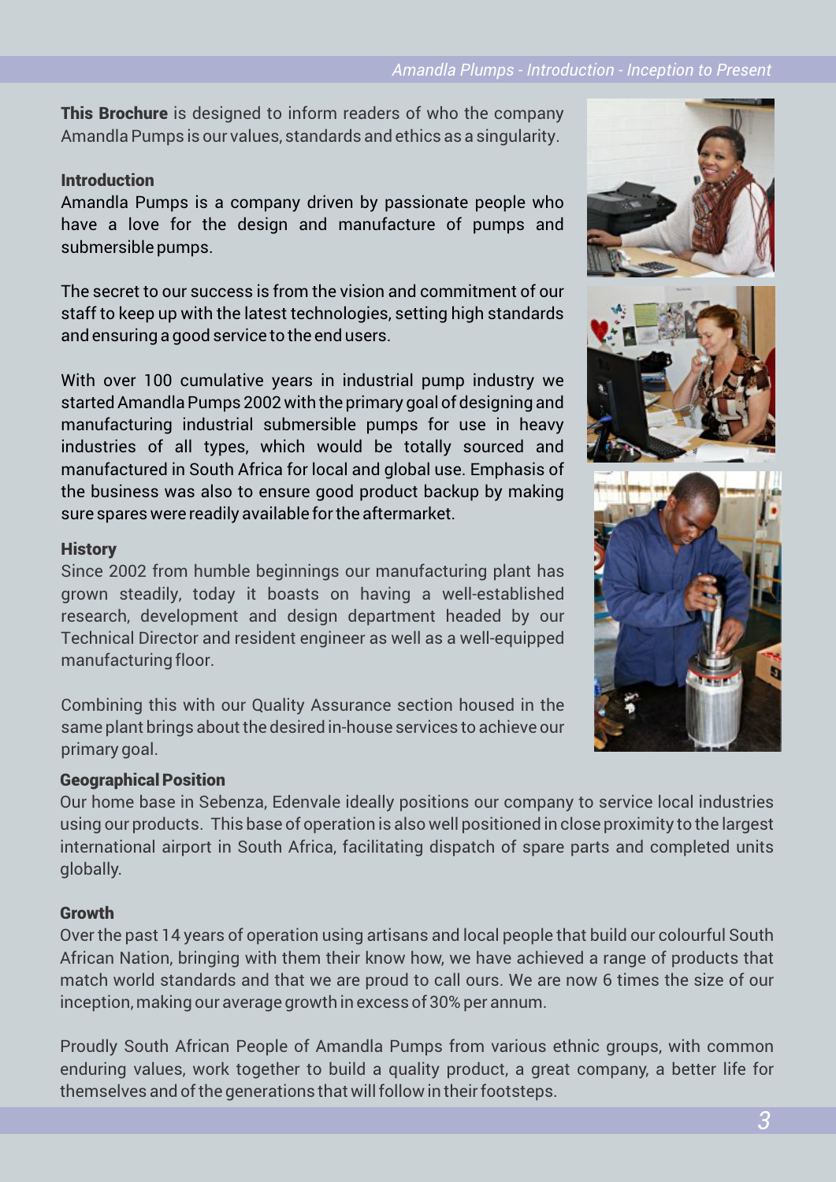**This Brochure** is designed to inform readers of who the company Amandla Pumps is our values, standards and ethics as a singularity.

## Introduction

Amandla Pumps is a company driven by passionate people who have a love for the design and manufacture of pumps and submersible pumps.

The secret to our success is from the vision and commitment of our staff to keep up with the latest technologies, setting high standards and ensuring a good service to the end users.

With over 100 cumulative years in industrial pump industry we started Amandla Pumps 2002 with the primary goal of designing and manufacturing industrial submersible pumps for use in heavy industries of all types, which would be totally sourced and manufactured in South Africa for local and global use. Emphasis of the business was also to ensure good product backup by making sure spares were readily available for the aftermarket.

## History

Since 2002 from humble beginnings our manufacturing plant has grown steadily, today it boasts on having a well-established research, development and design department headed by our Technical Director and resident engineer as well as a well-equipped manufacturing floor.

Combining this with our Quality Assurance section housed in the same plant brings about the desired in-house services to achieve our primary goal.

## Geographical Position

Our home base in Sebenza, Edenvale ideally positions our company to service local industries using our products. This base of operation is also well positioned in close proximity to the largest international airport in South Africa, facilitating dispatch of spare parts and completed units globally.

## Growth

Over the past 14 years of operation using artisans and local people that build our colourful South African Nation, bringing with them their know how, we have achieved a range of products that match world standards and that we are proud to call ours. We are now 6 times the size of our inception, making our average growth in excess of 30% per annum.

Proudly South African People of Amandla Pumps from various ethnic groups, with common enduring values, work together to build a quality product, a great company, a better life for themselves and of the generations that will follow in their footsteps.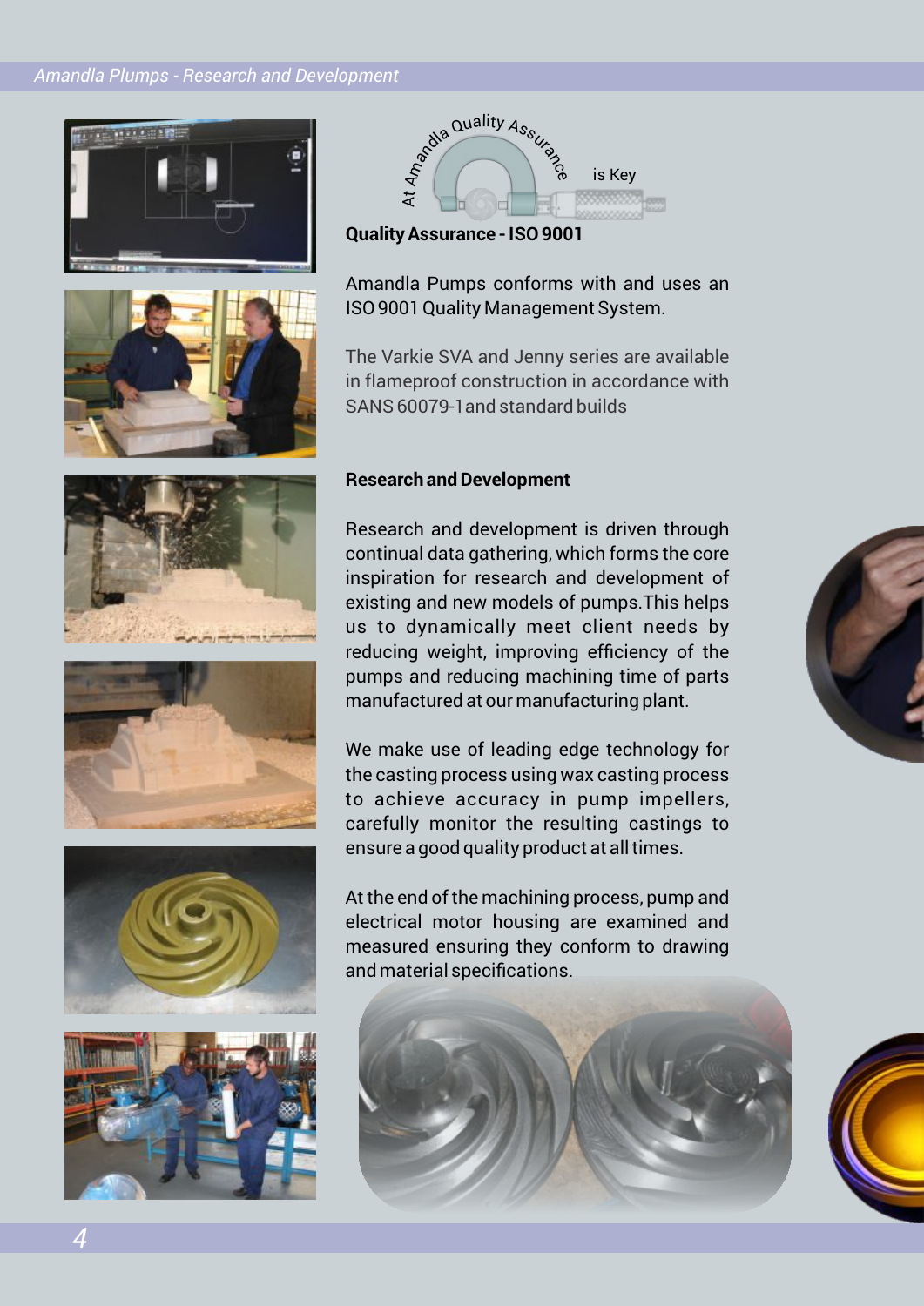At Amandla Quality Assurance is Key

**Quality Assurance - ISO 9001**

Amandla Pumps conforms with and uses an ISO 9001 Quality Management System.

The Varkie SVA and Jenny series are available in flameproof construction in accordance with SANS 60079-1 and standard builds

**Research and Development**

Research and development is driven through continual data gathering, which forms the core inspiration for research and development of existing and new models of pumps.This helps us to dynamically meet client needs by reducing weight, improving efficiency of the pumps and reducing machining time of parts manufactured at our manufacturing plant.

We make use of leading edge technology for the casting process using wax casting process to achieve accuracy in pump impellers, carefully monitor the resulting castings to ensure a good quality product at all times.

At the end of the machining process, pump and electrical motor housing are examined and measured ensuring they conform to drawing and material specifications.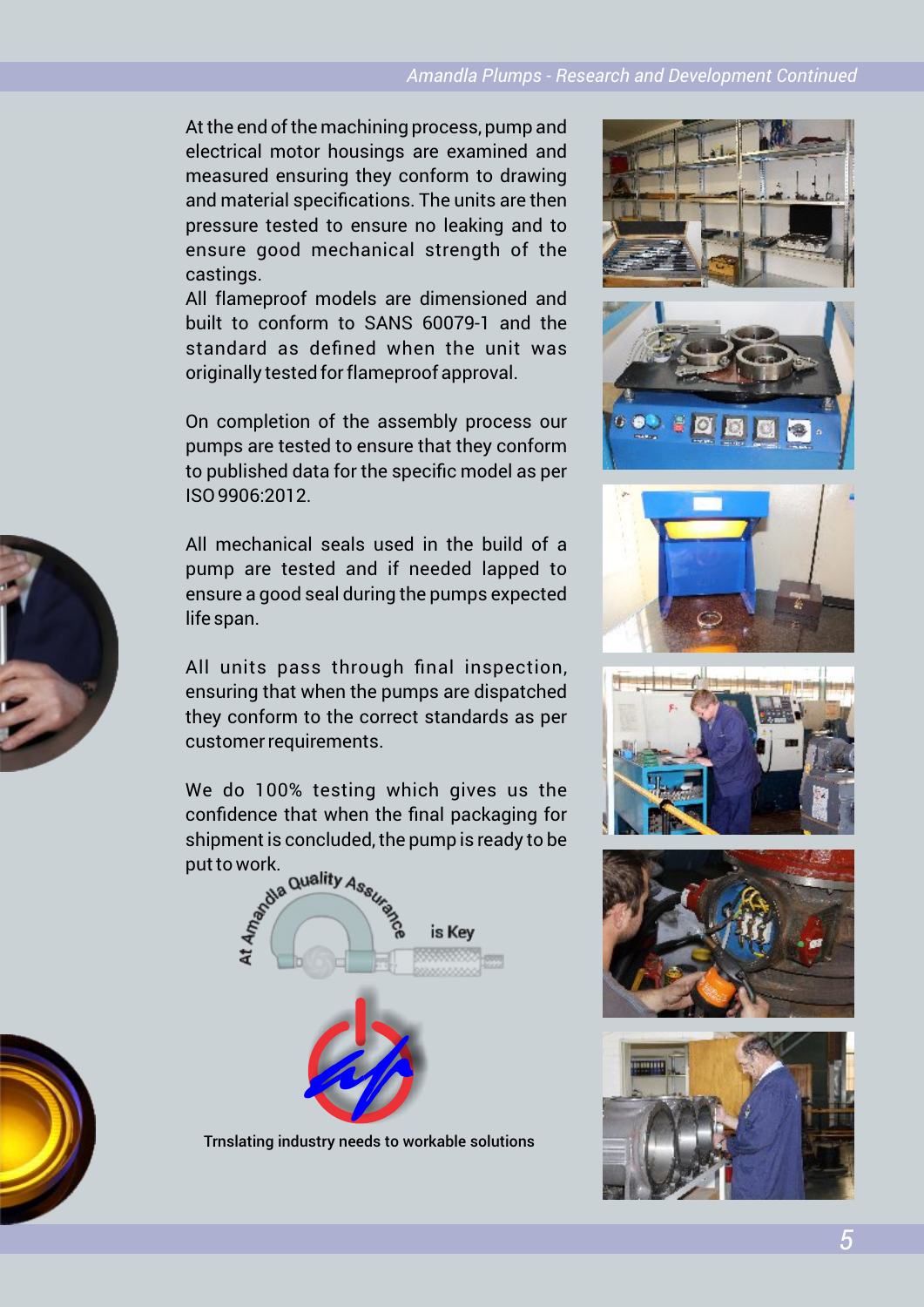At the end of the machining process, pump and electrical motor housings are examined and measured ensuring they conform to drawing and material specifications. The units are then pressure tested to ensure no leaking and to ensure good mechanical strength of the castings.

All flameproof models are dimensioned and built to conform to SANS 60079-1 and the standard as defined when the unit was originally tested for flameproof approval.

On completion of the assembly process our pumps are tested to ensure that they conform to published data for the specific model as per ISO 9906:2012.

All mechanical seals used in the build of a pump are tested and if needed lapped to ensure a good seal during the pumps expected life span.

All units pass through final inspection, ensuring that when the pumps are dispatched they conform to the correct standards as per customer requirements.

We do 100% testing which gives us the confidence that when the final packaging for shipment is concluded, the pump is ready to be put to work.

At Amandla Quality Assurance is Key

Trnslating industry needs to workable solutions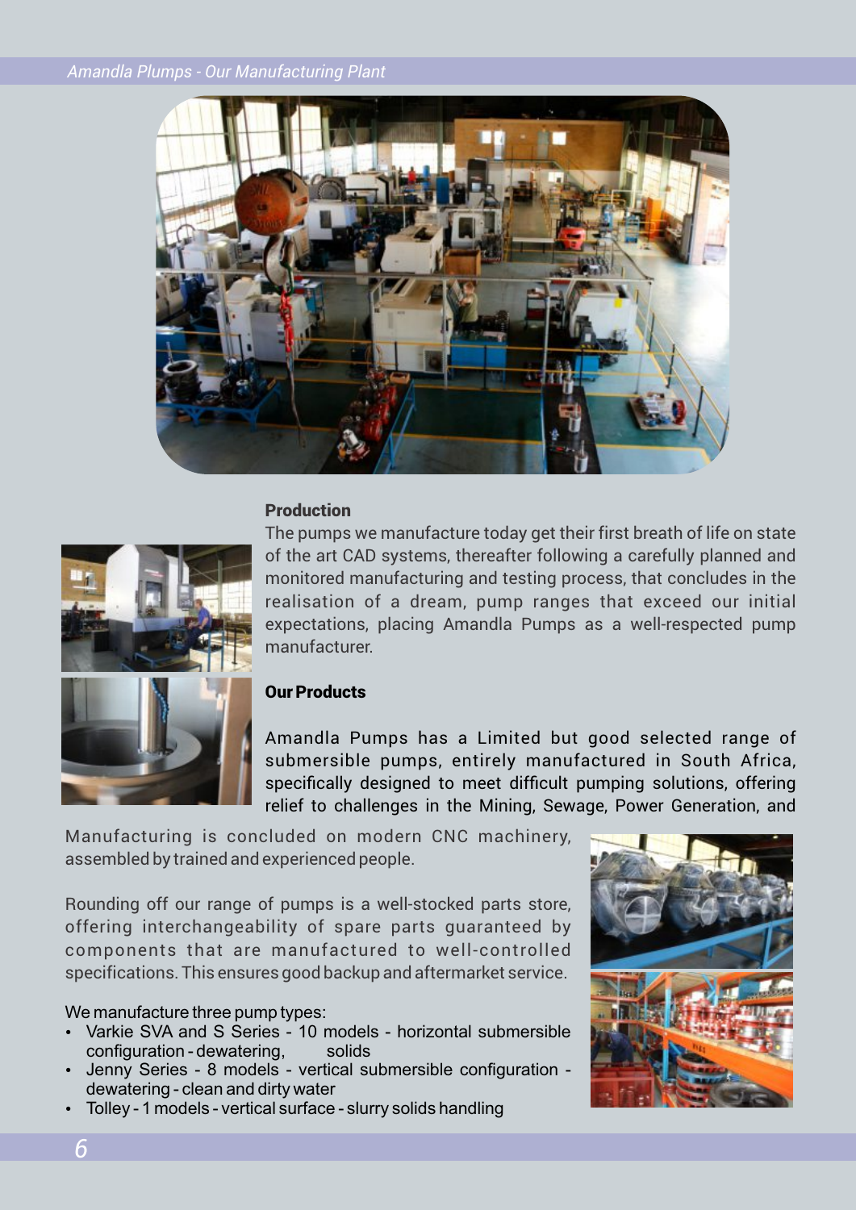### Production

The pumps we manufacture today get their first breath of life on state of the art CAD systems, thereafter following a carefully planned and monitored manufacturing and testing process, that concludes in the realisation of a dream, pump ranges that exceed our initial expectations, placing Amandla Pumps as a well-respected pump manufacturer.

### Our Products

Amandla Pumps has a Limited but good selected range of submersible pumps, entirely manufactured in South Africa, specifically designed to meet difficult pumping solutions, offering relief to challenges in the Mining, Sewage, Power Generation, and

Manufacturing is concluded on modern CNC machinery, assembled by trained and experienced people.

Rounding off our range of pumps is a well-stocked parts store, offering interchangeability of spare parts guaranteed by components that are manufactured to well-controlled specifications. This ensures good backup and aftermarket service.

We manufacture three pump types:

- Varkie SVA and S Series - 10 models - horizontal submersible configuration - dewatering, solids
- Jenny Series - 8 models - vertical submersible configuration - dewatering - clean and dirty water
- Tolley - 1 models - vertical surface - slurry solids handling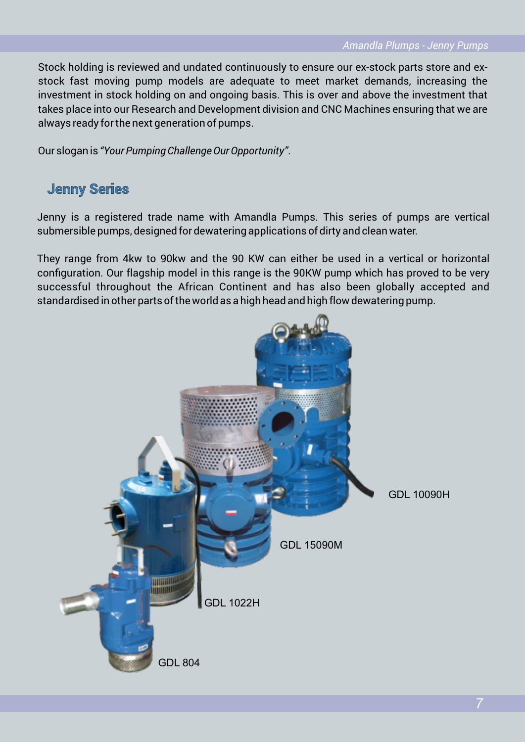Stock holding is reviewed and undated continuously to ensure our ex-stock parts store and ex-stock fast moving pump models are adequate to meet market demands, increasing the investment in stock holding on and ongoing basis. This is over and above the investment that takes place into our Research and Development division and CNC Machines ensuring that we are always ready for the next generation of pumps.

Our slogan is *"Your Pumping Challenge Our Opportunity"*.

## Jenny Series

Jenny is a registered trade name with Amandla Pumps. This series of pumps are vertical submersible pumps, designed for dewatering applications of dirty and clean water.

They range from 4kw to 90kw and the 90 KW can either be used in a vertical or horizontal configuration. Our flagship model in this range is the 90KW pump which has proved to be very successful throughout the African Continent and has also been globally accepted and standardised in other parts of the world as a high head and high flow dewatering pump.

GDL 10090H

GDL 15090M

GDL 1022H

GDL 804